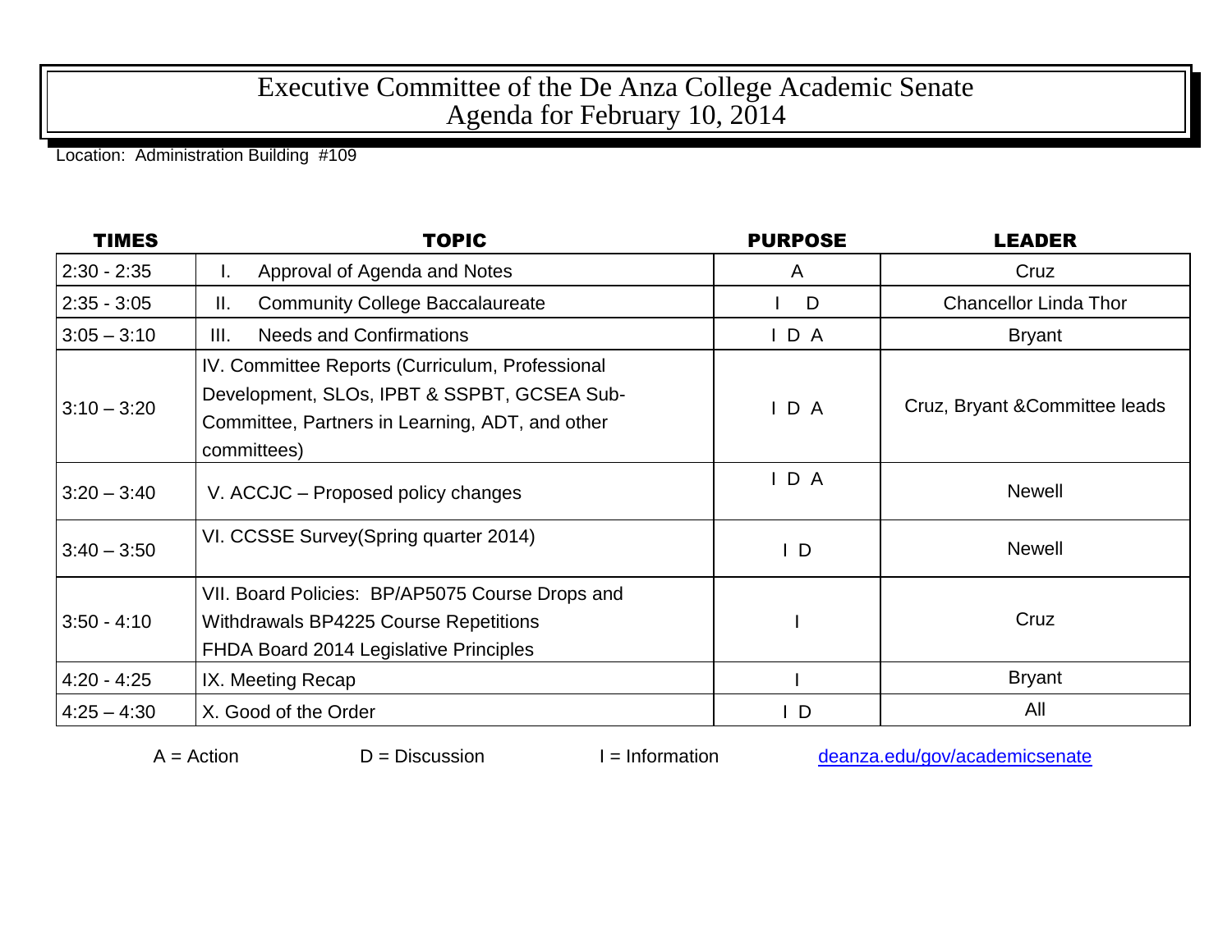# Executive Committee of the De Anza College Academic Senate
# Agenda for February 10, 2014

Location: Administration Building #109

| TIMES | TOPIC | PURPOSE | LEADER |
|---|---|---|---|
| 2:30 - 2:35 | I. Approval of Agenda and Notes | A | Cruz |
| 2:35 - 3:05 | II. Community College Baccalaureate | I D | Chancellor Linda Thor |
| 3:05 – 3:10 | III. Needs and Confirmations | I D A | Bryant |
| 3:10 – 3:20 | IV. Committee Reports (Curriculum, Professional Development, SLOs, IPBT & SSPBT, GCSEA Sub-Committee, Partners in Learning, ADT, and other committees) | I D A | Cruz, Bryant &Committee leads |
| 3:20 – 3:40 | V. ACCJC – Proposed policy changes | I D A | Newell |
| 3:40 – 3:50 | VI. CCSSE Survey(Spring quarter 2014) | I D | Newell |
| 3:50 - 4:10 | VII. Board Policies: BP/AP5075 Course Drops and Withdrawals BP4225 Course Repetitions FHDA Board 2014 Legislative Principles | I | Cruz |
| 4:20 - 4:25 | IX. Meeting Recap | I | Bryant |
| 4:25 – 4:30 | X. Good of the Order | I D | All |

A = Action D = Discussion I = Information deanza.edu/gov/academicsenate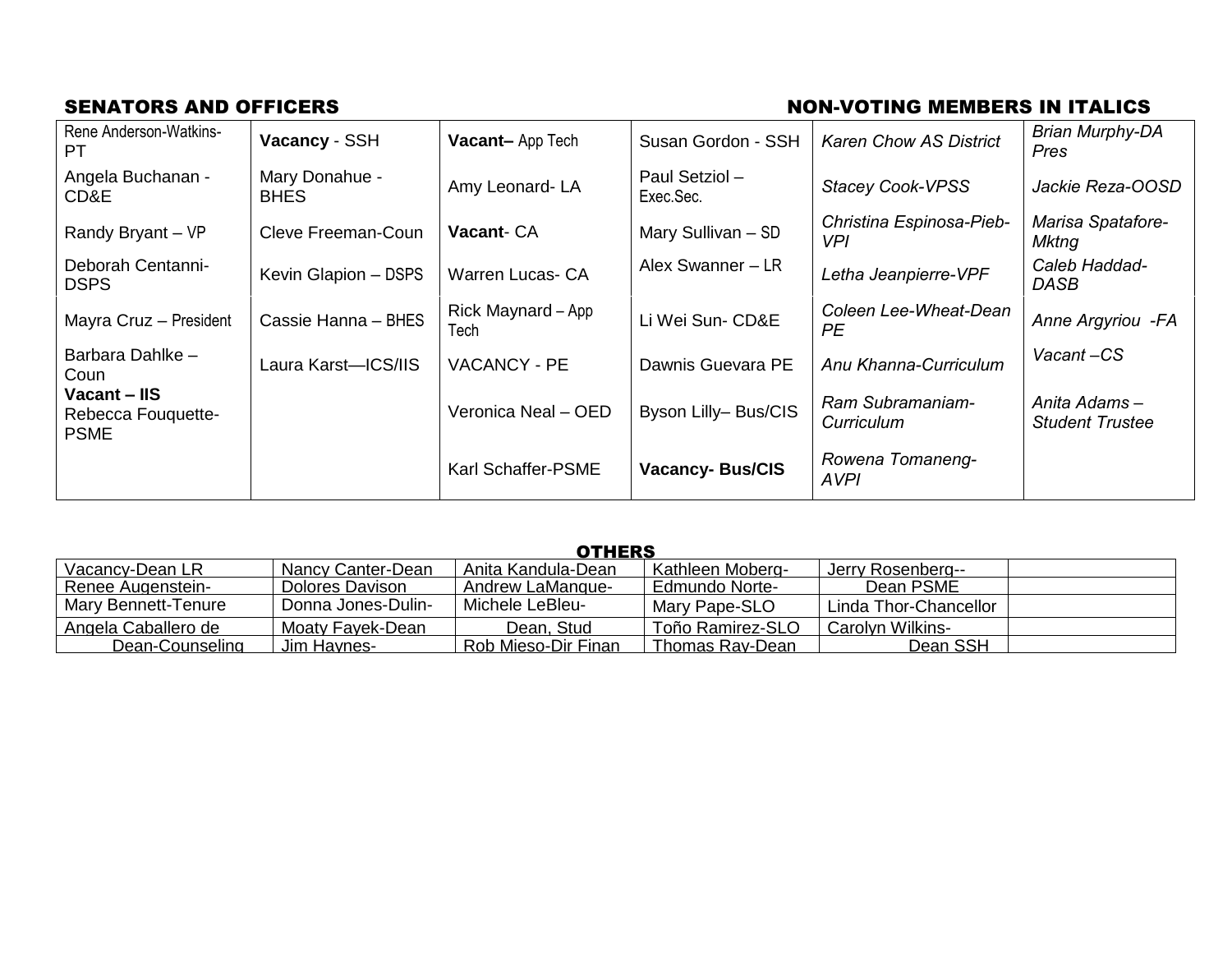**SENATORS AND OFFICERS** **NON-VOTING MEMBERS IN ITALICS**

| | | | | | |
|---|---|---|---|---|---|
| Rene Anderson-Watkins-PT | **Vacancy** - SSH | **Vacant–** App Tech | Susan Gordon - SSH | *Karen Chow AS District* | *Brian Murphy-DA Pres* |
| Angela Buchanan - CD&E | Mary Donahue - BHES | Amy Leonard- LA | Paul Setziol – Exec.Sec. | *Stacey Cook-VPSS* | *Jackie Reza-OOSD* |
| Randy Bryant – VP | Cleve Freeman-Coun | **Vacant**- CA | Mary Sullivan – SD | *Christina Espinosa-Pieb-VPI* | *Marisa Spatafore-Mktng* |
| Deborah Centanni-DSPS | Kevin Glapion – DSPS | Warren Lucas- CA | Alex Swanner – LR | *Letha Jeanpierre-VPF* | *Caleb Haddad-DASB* |
| Mayra Cruz – President | Cassie Hanna – BHES | Rick Maynard – App Tech | Li Wei Sun- CD&E | *Coleen Lee-Wheat-Dean PE* | *Anne Argyriou -FA* |
| Barbara Dahlke – Coun | Laura Karst—ICS/IIS | VACANCY - PE | Dawnis Guevara PE | *Anu Khanna-Curriculum* | *Vacant –CS* |
| **Vacant – IIS** Rebecca Fouquette-PSME | | Veronica Neal – OED | Byson Lilly– Bus/CIS | *Ram Subramaniam-Curriculum* | *Anita Adams – Student Trustee* |
| | | Karl Schaffer-PSME | **Vacancy- Bus/CIS** | *Rowena Tomaneng-AVPI* | |

**OTHERS**

| | | | | | |
|---|---|---|---|---|---|
| Vacancy-Dean LR | Nancy Canter-Dean | Anita Kandula-Dean | Kathleen Moberg- | Jerry Rosenberg-- | |
| Renee Augenstein- | Dolores Davison | Andrew LaManque- | Edmundo Norte- | Dean PSME | |
| Mary Bennett-Tenure | Donna Jones-Dulin- | Michele LeBleu- | Mary Pape-SLO | Linda Thor-Chancellor | |
| Angela Caballero de | Moaty Fayek-Dean | Dean, Stud | Toño Ramirez-SLO | Carolyn Wilkins- | |
| Dean-Counseling | Jim Haynes- | Rob Mieso-Dir Finan | Thomas Ray-Dean | Dean SSH | |